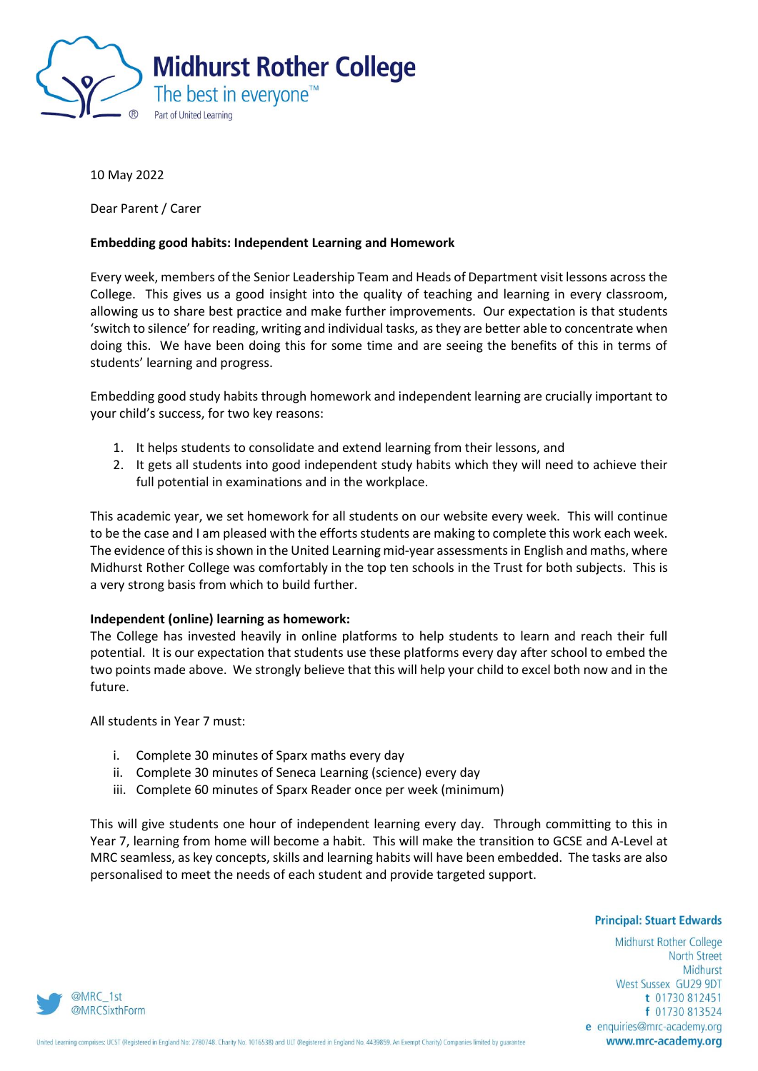# Midhurst Rother College

The best in everyone™

Part of United Learning

10 May 2022

Dear Parent / Carer

**Embedding good habits: Independent Learning and Homework**

Every week, members of the Senior Leadership Team and Heads of Department visit lessons across the College. This gives us a good insight into the quality of teaching and learning in every classroom, allowing us to share best practice and make further improvements. Our expectation is that students 'switch to silence' for reading, writing and individual tasks, as they are better able to concentrate when doing this. We have been doing this for some time and are seeing the benefits of this in terms of students' learning and progress.

Embedding good study habits through homework and independent learning are crucially important to your child's success, for two key reasons:

1. It helps students to consolidate and extend learning from their lessons, and
2. It gets all students into good independent study habits which they will need to achieve their full potential in examinations and in the workplace.

This academic year, we set homework for all students on our website every week. This will continue to be the case and I am pleased with the efforts students are making to complete this work each week. The evidence of this is shown in the United Learning mid-year assessments in English and maths, where Midhurst Rother College was comfortably in the top ten schools in the Trust for both subjects. This is a very strong basis from which to build further.

**Independent (online) learning as homework:**

The College has invested heavily in online platforms to help students to learn and reach their full potential. It is our expectation that students use these platforms every day after school to embed the two points made above. We strongly believe that this will help your child to excel both now and in the future.

All students in Year 7 must:

i. Complete 30 minutes of Sparx maths every day
ii. Complete 30 minutes of Seneca Learning (science) every day
iii. Complete 60 minutes of Sparx Reader once per week (minimum)

This will give students one hour of independent learning every day. Through committing to this in Year 7, learning from home will become a habit. This will make the transition to GCSE and A-Level at MRC seamless, as key concepts, skills and learning habits will have been embedded. The tasks are also personalised to meet the needs of each student and provide targeted support.

**Principal: Stuart Edwards**

Midhurst Rother College
North Street
Midhurst
West Sussex GU29 9DT
t 01730 812451
f 01730 813524
e enquiries@mrc-academy.org
www.mrc-academy.org

@MRC_1st
@MRCSixthForm

United Learning comprises: UCST (Registered in England No: 2780748. Charity No. 1016538) and ULT (Registered in England No. 4439859. An Exempt Charity) Companies limited by guarantee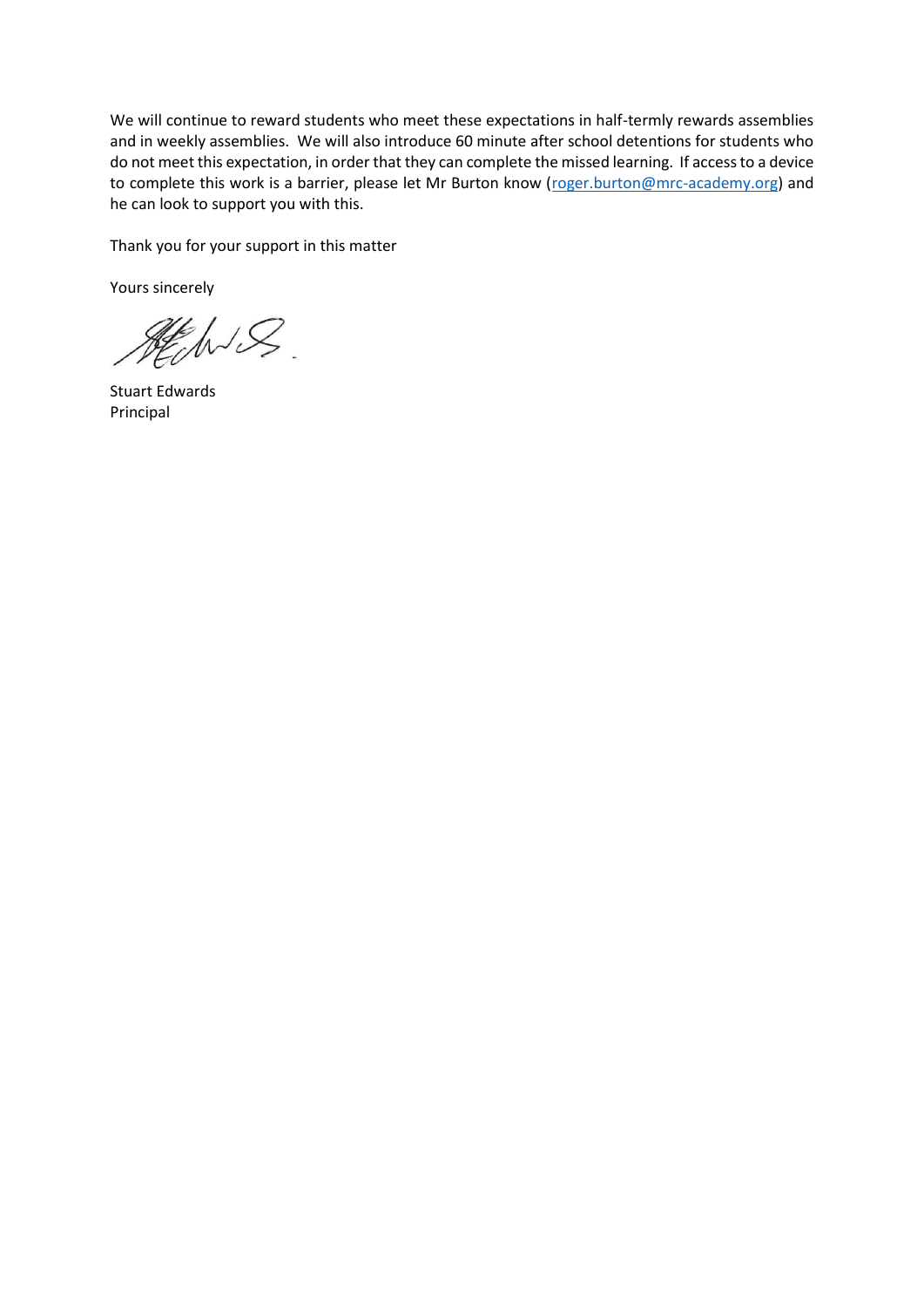We will continue to reward students who meet these expectations in half-termly rewards assemblies and in weekly assemblies. We will also introduce 60 minute after school detentions for students who do not meet this expectation, in order that they can complete the missed learning. If access to a device to complete this work is a barrier, please let Mr Burton know (roger.burton@mrc-academy.org) and he can look to support you with this.

Thank you for your support in this matter

Yours sincerely

Stuart Edwards
Principal